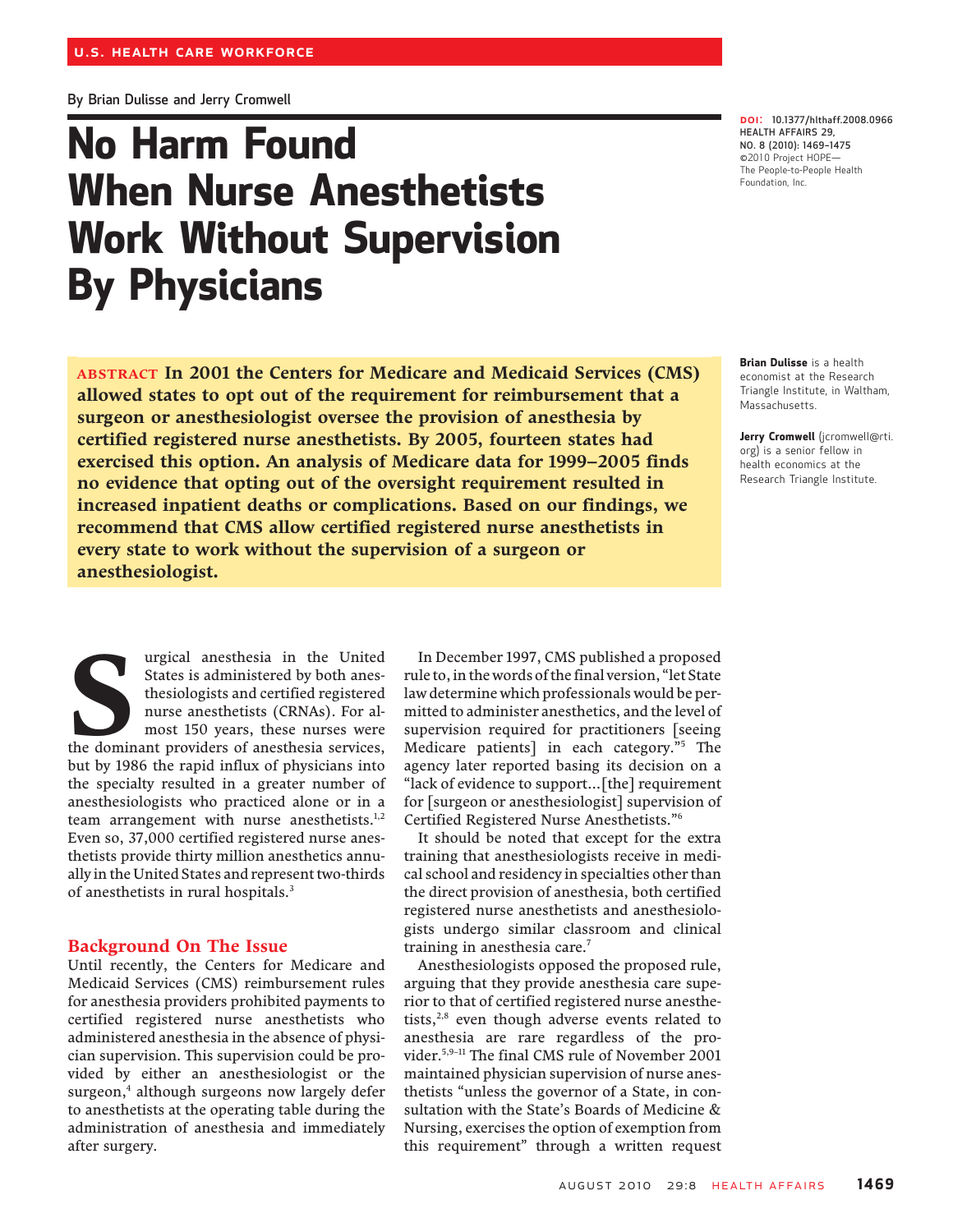U.S. HEALTH CARE WORKFORCE

By Brian Dulisse and Jerry Cromwell

# No Harm Found When Nurse Anesthetists Work Without Supervision By Physicians

DOI: 10.1377/hlthaff.2008.0966
HEALTH AFFAIRS 29, NO. 8 (2010): 1469–1475
©2010 Project HOPE— The People-to-People Health Foundation, Inc.

**Brian Dulisse** is a health economist at the Research Triangle Institute, in Waltham, Massachusetts.

**Jerry Cromwell** (jcromwell@rti.org) is a senior fellow in health economics at the Research Triangle Institute.

**ABSTRACT In 2001 the Centers for Medicare and Medicaid Services (CMS) allowed states to opt out of the requirement for reimbursement that a surgeon or anesthesiologist oversee the provision of anesthesia by certified registered nurse anesthetists. By 2005, fourteen states had exercised this option. An analysis of Medicare data for 1999–2005 finds no evidence that opting out of the oversight requirement resulted in increased inpatient deaths or complications. Based on our findings, we recommend that CMS allow certified registered nurse anesthetists in every state to work without the supervision of a surgeon or anesthesiologist.**

Surgical anesthesia in the United States is administered by both anesthesiologists and certified registered nurse anesthetists (CRNAs). For almost 150 years, these nurses were the dominant providers of anesthesia services, but by 1986 the rapid influx of physicians into the specialty resulted in a greater number of anesthesiologists who practiced alone or in a team arrangement with nurse anesthetists.[1,2] Even so, 37,000 certified registered nurse anesthetists provide thirty million anesthetics annually in the United States and represent two-thirds of anesthetists in rural hospitals.[3]

## Background On The Issue

Until recently, the Centers for Medicare and Medicaid Services (CMS) reimbursement rules for anesthesia providers prohibited payments to certified registered nurse anesthetists who administered anesthesia in the absence of physician supervision. This supervision could be provided by either an anesthesiologist or the surgeon,[4] although surgeons now largely defer to anesthetists at the operating table during the administration of anesthesia and immediately after surgery.

In December 1997, CMS published a proposed rule to, in the words of the final version, "let State law determine which professionals would be permitted to administer anesthetics, and the level of supervision required for practitioners [seeing Medicare patients] in each category."[5] The agency later reported basing its decision on a "lack of evidence to support…[the] requirement for [surgeon or anesthesiologist] supervision of Certified Registered Nurse Anesthetists."[6]

It should be noted that except for the extra training that anesthesiologists receive in medical school and residency in specialties other than the direct provision of anesthesia, both certified registered nurse anesthetists and anesthesiologists undergo similar classroom and clinical training in anesthesia care.[7]

Anesthesiologists opposed the proposed rule, arguing that they provide anesthesia care superior to that of certified registered nurse anesthetists,[2,8] even though adverse events related to anesthesia are rare regardless of the provider.[5,9–11] The final CMS rule of November 2001 maintained physician supervision of nurse anesthetists "unless the governor of a State, in consultation with the State's Boards of Medicine & Nursing, exercises the option of exemption from this requirement" through a written request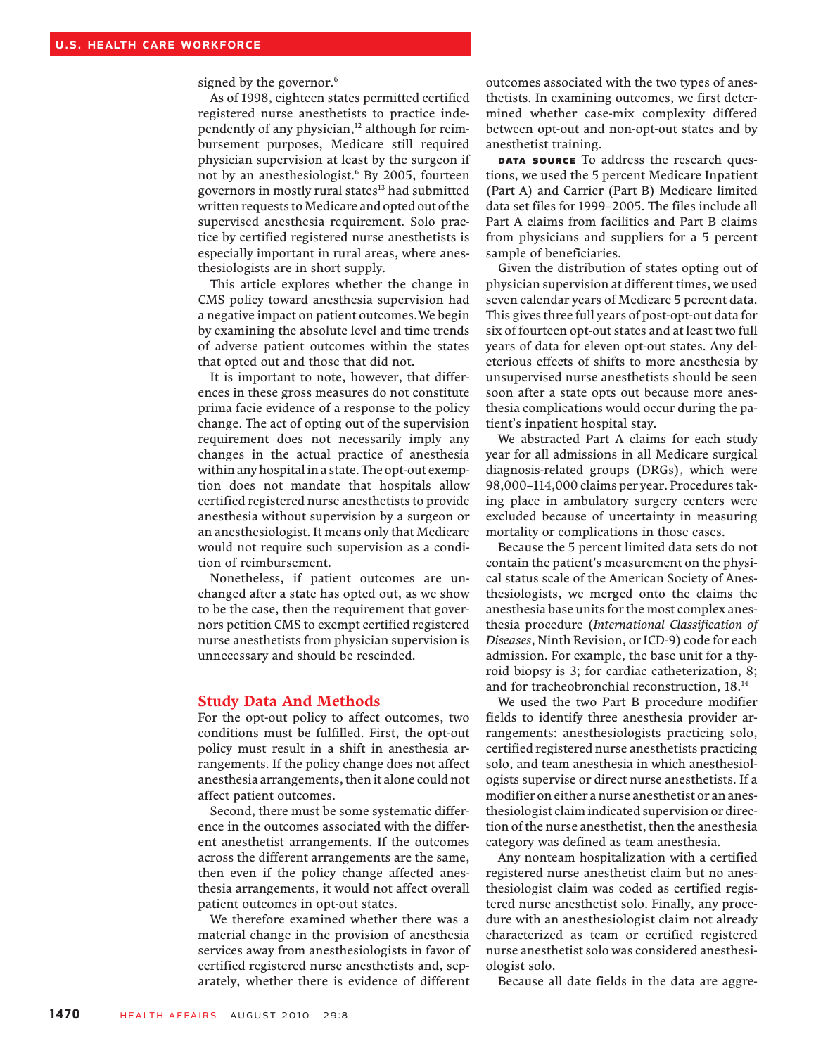signed by the governor.[6]

As of 1998, eighteen states permitted certified registered nurse anesthetists to practice independently of any physician,[12] although for reimbursement purposes, Medicare still required physician supervision at least by the surgeon if not by an anesthesiologist.[6] By 2005, fourteen governors in mostly rural states[13] had submitted written requests to Medicare and opted out of the supervised anesthesia requirement. Solo practice by certified registered nurse anesthetists is especially important in rural areas, where anesthesiologists are in short supply.

This article explores whether the change in CMS policy toward anesthesia supervision had a negative impact on patient outcomes. We begin by examining the absolute level and time trends of adverse patient outcomes within the states that opted out and those that did not.

It is important to note, however, that differences in these gross measures do not constitute prima facie evidence of a response to the policy change. The act of opting out of the supervision requirement does not necessarily imply any changes in the actual practice of anesthesia within any hospital in a state. The opt-out exemption does not mandate that hospitals allow certified registered nurse anesthetists to provide anesthesia without supervision by a surgeon or an anesthesiologist. It means only that Medicare would not require such supervision as a condition of reimbursement.

Nonetheless, if patient outcomes are unchanged after a state has opted out, as we show to be the case, then the requirement that governors petition CMS to exempt certified registered nurse anesthetists from physician supervision is unnecessary and should be rescinded.

## Study Data And Methods

For the opt-out policy to affect outcomes, two conditions must be fulfilled. First, the opt-out policy must result in a shift in anesthesia arrangements. If the policy change does not affect anesthesia arrangements, then it alone could not affect patient outcomes.

Second, there must be some systematic difference in the outcomes associated with the different anesthetist arrangements. If the outcomes across the different arrangements are the same, then even if the policy change affected anesthesia arrangements, it would not affect overall patient outcomes in opt-out states.

We therefore examined whether there was a material change in the provision of anesthesia services away from anesthesiologists in favor of certified registered nurse anesthetists and, separately, whether there is evidence of different outcomes associated with the two types of anesthetists. In examining outcomes, we first determined whether case-mix complexity differed between opt-out and non-opt-out states and by anesthetist training.

**Data Source** To address the research questions, we used the 5 percent Medicare Inpatient (Part A) and Carrier (Part B) Medicare limited data set files for 1999–2005. The files include all Part A claims from facilities and Part B claims from physicians and suppliers for a 5 percent sample of beneficiaries.

Given the distribution of states opting out of physician supervision at different times, we used seven calendar years of Medicare 5 percent data. This gives three full years of post-opt-out data for six of fourteen opt-out states and at least two full years of data for eleven opt-out states. Any deleterious effects of shifts to more anesthesia by unsupervised nurse anesthetists should be seen soon after a state opts out because more anesthesia complications would occur during the patient's inpatient hospital stay.

We abstracted Part A claims for each study year for all admissions in all Medicare surgical diagnosis-related groups (DRGs), which were 98,000–114,000 claims per year. Procedures taking place in ambulatory surgery centers were excluded because of uncertainty in measuring mortality or complications in those cases.

Because the 5 percent limited data sets do not contain the patient's measurement on the physical status scale of the American Society of Anesthesiologists, we merged onto the claims the anesthesia base units for the most complex anesthesia procedure (*International Classification of Diseases*, Ninth Revision, or ICD-9) code for each admission. For example, the base unit for a thyroid biopsy is 3; for cardiac catheterization, 8; and for tracheobronchial reconstruction, 18.[14]

We used the two Part B procedure modifier fields to identify three anesthesia provider arrangements: anesthesiologists practicing solo, certified registered nurse anesthetists practicing solo, and team anesthesia in which anesthesiologists supervise or direct nurse anesthetists. If a modifier on either a nurse anesthetist or an anesthesiologist claim indicated supervision or direction of the nurse anesthetist, then the anesthesia category was defined as team anesthesia.

Any nonteam hospitalization with a certified registered nurse anesthetist claim but no anesthesiologist claim was coded as certified registered nurse anesthetist solo. Finally, any procedure with an anesthesiologist claim not already characterized as team or certified registered nurse anesthetist solo was considered anesthesiologist solo.

Because all date fields in the data are aggre-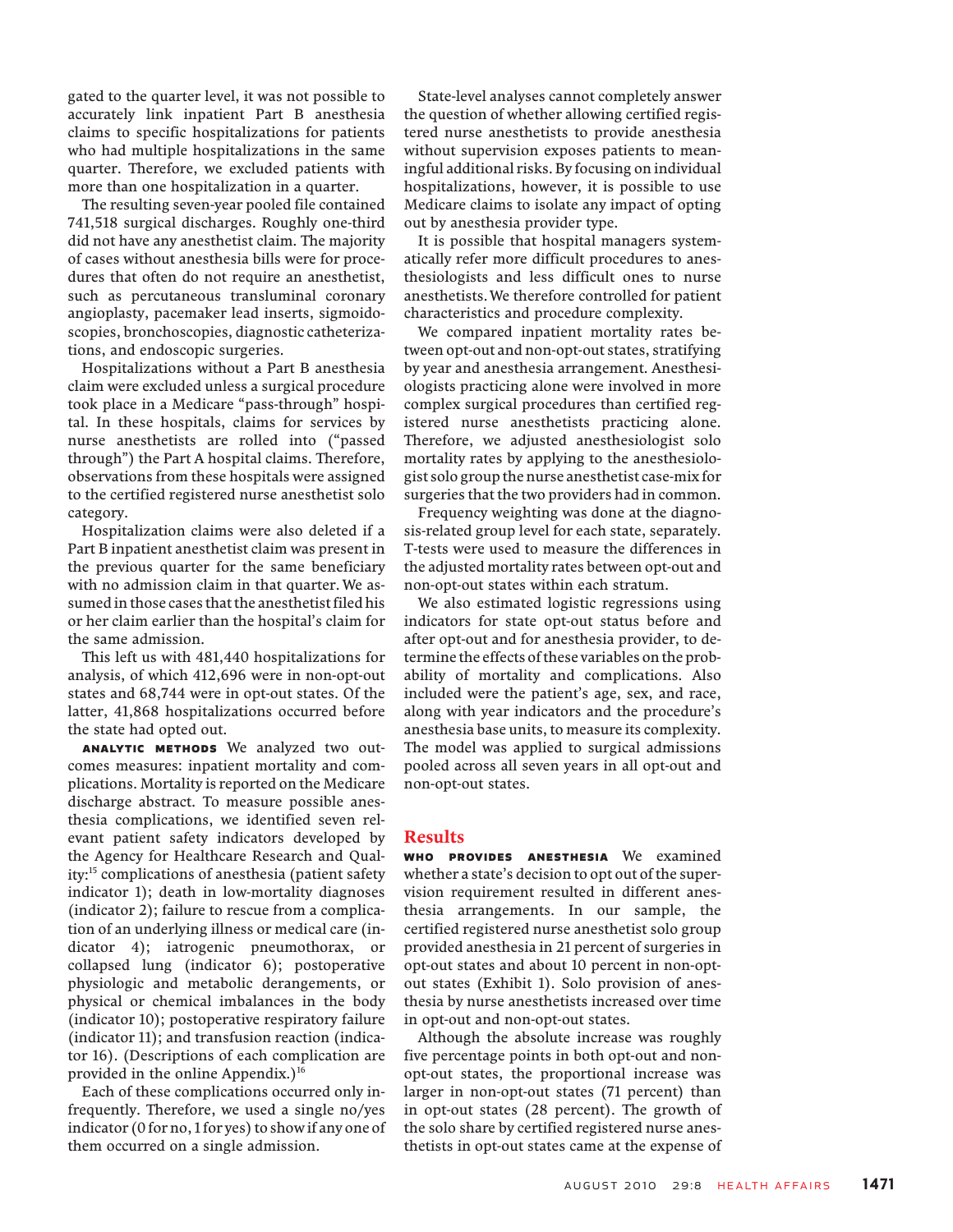gated to the quarter level, it was not possible to accurately link inpatient Part B anesthesia claims to specific hospitalizations for patients who had multiple hospitalizations in the same quarter. Therefore, we excluded patients with more than one hospitalization in a quarter.

The resulting seven-year pooled file contained 741,518 surgical discharges. Roughly one-third did not have any anesthetist claim. The majority of cases without anesthesia bills were for procedures that often do not require an anesthetist, such as percutaneous transluminal coronary angioplasty, pacemaker lead inserts, sigmoidoscopies, bronchoscopies, diagnostic catheterizations, and endoscopic surgeries.

Hospitalizations without a Part B anesthesia claim were excluded unless a surgical procedure took place in a Medicare "pass-through" hospital. In these hospitals, claims for services by nurse anesthetists are rolled into ("passed through") the Part A hospital claims. Therefore, observations from these hospitals were assigned to the certified registered nurse anesthetist solo category.

Hospitalization claims were also deleted if a Part B inpatient anesthetist claim was present in the previous quarter for the same beneficiary with no admission claim in that quarter. We assumed in those cases that the anesthetist filed his or her claim earlier than the hospital's claim for the same admission.

This left us with 481,440 hospitalizations for analysis, of which 412,696 were in non-opt-out states and 68,744 were in opt-out states. Of the latter, 41,868 hospitalizations occurred before the state had opted out.

**ANALYTIC METHODS** We analyzed two outcomes measures: inpatient mortality and complications. Mortality is reported on the Medicare discharge abstract. To measure possible anesthesia complications, we identified seven relevant patient safety indicators developed by the Agency for Healthcare Research and Quality:[15] complications of anesthesia (patient safety indicator 1); death in low-mortality diagnoses (indicator 2); failure to rescue from a complication of an underlying illness or medical care (indicator 4); iatrogenic pneumothorax, or collapsed lung (indicator 6); postoperative physiologic and metabolic derangements, or physical or chemical imbalances in the body (indicator 10); postoperative respiratory failure (indicator 11); and transfusion reaction (indicator 16). (Descriptions of each complication are provided in the online Appendix.)[16]

Each of these complications occurred only infrequently. Therefore, we used a single no/yes indicator (0 for no, 1 for yes) to show if any one of them occurred on a single admission.

State-level analyses cannot completely answer the question of whether allowing certified registered nurse anesthetists to provide anesthesia without supervision exposes patients to meaningful additional risks. By focusing on individual hospitalizations, however, it is possible to use Medicare claims to isolate any impact of opting out by anesthesia provider type.

It is possible that hospital managers systematically refer more difficult procedures to anesthesiologists and less difficult ones to nurse anesthetists. We therefore controlled for patient characteristics and procedure complexity.

We compared inpatient mortality rates between opt-out and non-opt-out states, stratifying by year and anesthesia arrangement. Anesthesiologists practicing alone were involved in more complex surgical procedures than certified registered nurse anesthetists practicing alone. Therefore, we adjusted anesthesiologist solo mortality rates by applying to the anesthesiologist solo group the nurse anesthetist case-mix for surgeries that the two providers had in common.

Frequency weighting was done at the diagnosis-related group level for each state, separately. T-tests were used to measure the differences in the adjusted mortality rates between opt-out and non-opt-out states within each stratum.

We also estimated logistic regressions using indicators for state opt-out status before and after opt-out and for anesthesia provider, to determine the effects of these variables on the probability of mortality and complications. Also included were the patient's age, sex, and race, along with year indicators and the procedure's anesthesia base units, to measure its complexity. The model was applied to surgical admissions pooled across all seven years in all opt-out and non-opt-out states.

## Results

**WHO PROVIDES ANESTHESIA** We examined whether a state's decision to opt out of the supervision requirement resulted in different anesthesia arrangements. In our sample, the certified registered nurse anesthetist solo group provided anesthesia in 21 percent of surgeries in opt-out states and about 10 percent in non-opt-out states (Exhibit 1). Solo provision of anesthesia by nurse anesthetists increased over time in opt-out and non-opt-out states.

Although the absolute increase was roughly five percentage points in both opt-out and non-opt-out states, the proportional increase was larger in non-opt-out states (71 percent) than in opt-out states (28 percent). The growth of the solo share by certified registered nurse anesthetists in opt-out states came at the expense of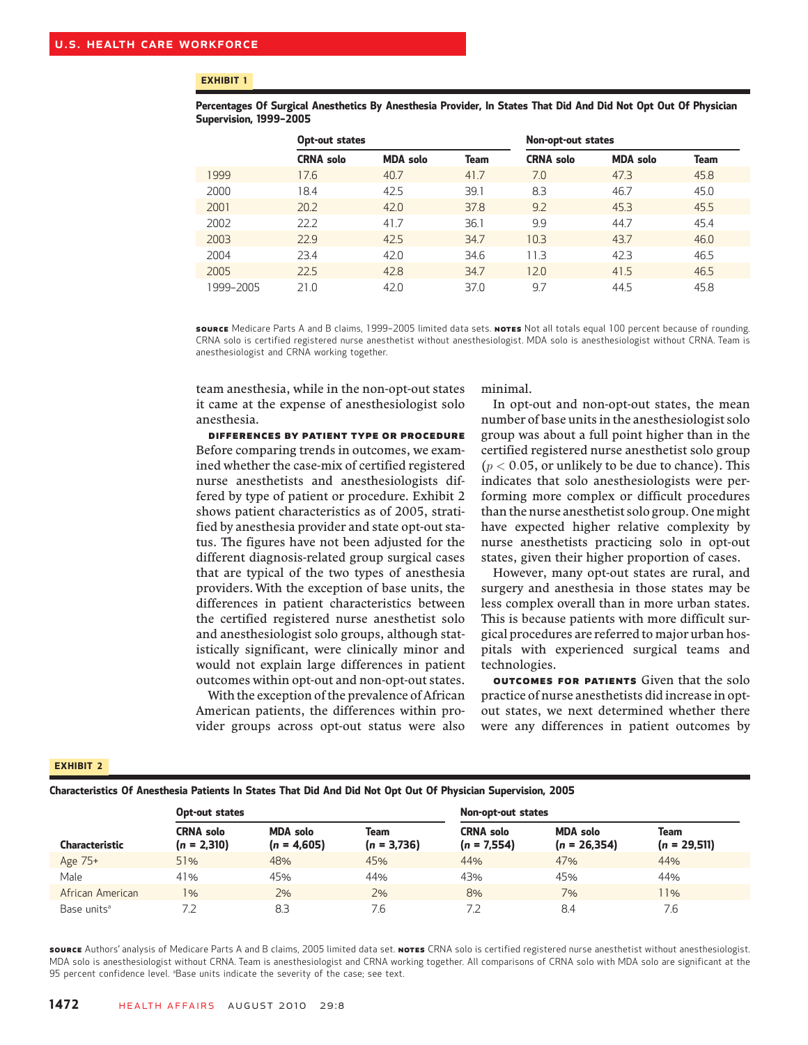**EXHIBIT 1**

**Percentages Of Surgical Anesthetics By Anesthesia Provider, In States That Did And Did Not Opt Out Of Physician Supervision, 1999–2005**

| | Opt-out states | | | Non-opt-out states | | |
|---|---|---|---|---|---|---|
| | CRNA solo | MDA solo | Team | CRNA solo | MDA solo | Team |
| 1999 | 17.6 | 40.7 | 41.7 | 7.0 | 47.3 | 45.8 |
| 2000 | 18.4 | 42.5 | 39.1 | 8.3 | 46.7 | 45.0 |
| 2001 | 20.2 | 42.0 | 37.8 | 9.2 | 45.3 | 45.5 |
| 2002 | 22.2 | 41.7 | 36.1 | 9.9 | 44.7 | 45.4 |
| 2003 | 22.9 | 42.5 | 34.7 | 10.3 | 43.7 | 46.0 |
| 2004 | 23.4 | 42.0 | 34.6 | 11.3 | 42.3 | 46.5 |
| 2005 | 22.5 | 42.8 | 34.7 | 12.0 | 41.5 | 46.5 |
| 1999–2005 | 21.0 | 42.0 | 37.0 | 9.7 | 44.5 | 45.8 |

**SOURCE** Medicare Parts A and B claims, 1999–2005 limited data sets. **NOTES** Not all totals equal 100 percent because of rounding. CRNA solo is certified registered nurse anesthetist without anesthesiologist. MDA solo is anesthesiologist without CRNA. Team is anesthesiologist and CRNA working together.

team anesthesia, while in the non-opt-out states it came at the expense of anesthesiologist solo anesthesia.

**DIFFERENCES BY PATIENT TYPE OR PROCEDURE** Before comparing trends in outcomes, we examined whether the case-mix of certified registered nurse anesthetists and anesthesiologists differed by type of patient or procedure. Exhibit 2 shows patient characteristics as of 2005, stratified by anesthesia provider and state opt-out status. The figures have not been adjusted for the different diagnosis-related group surgical cases that are typical of the two types of anesthesia providers. With the exception of base units, the differences in patient characteristics between the certified registered nurse anesthetist solo and anesthesiologist solo groups, although statistically significant, were clinically minor and would not explain large differences in patient outcomes within opt-out and non-opt-out states.

With the exception of the prevalence of African American patients, the differences within provider groups across opt-out status were also minimal.

In opt-out and non-opt-out states, the mean number of base units in the anesthesiologist solo group was about a full point higher than in the certified registered nurse anesthetist solo group ($p < 0.05$, or unlikely to be due to chance). This indicates that solo anesthesiologists were performing more complex or difficult procedures than the nurse anesthetist solo group. One might have expected higher relative complexity by nurse anesthetists practicing solo in opt-out states, given their higher proportion of cases.

However, many opt-out states are rural, and surgery and anesthesia in those states may be less complex overall than in more urban states. This is because patients with more difficult surgical procedures are referred to major urban hospitals with experienced surgical teams and technologies.

**OUTCOMES FOR PATIENTS** Given that the solo practice of nurse anesthetists did increase in opt-out states, we next determined whether there were any differences in patient outcomes by

**EXHIBIT 2**

**Characteristics Of Anesthesia Patients In States That Did And Did Not Opt Out Of Physician Supervision, 2005**

| | Opt-out states | | | Non-opt-out states | | |
|---|---|---|---|---|---|---|
| Characteristic | CRNA solo (*n* = 2,310) | MDA solo (*n* = 4,605) | Team (*n* = 3,736) | CRNA solo (*n* = 7,554) | MDA solo (*n* = 26,354) | Team (*n* = 29,511) |
| Age 75+ | 51% | 48% | 45% | 44% | 47% | 44% |
| Male | 41% | 45% | 44% | 43% | 45% | 44% |
| African American | 1% | 2% | 2% | 8% | 7% | 11% |
| Base units[a] | 7.2 | 8.3 | 7.6 | 7.2 | 8.4 | 7.6 |

**SOURCE** Authors' analysis of Medicare Parts A and B claims, 2005 limited data set. **NOTES** CRNA solo is certified registered nurse anesthetist without anesthesiologist. MDA solo is anesthesiologist without CRNA. Team is anesthesiologist and CRNA working together. All comparisons of CRNA solo with MDA solo are significant at the 95 percent confidence level. [a]Base units indicate the severity of the case; see text.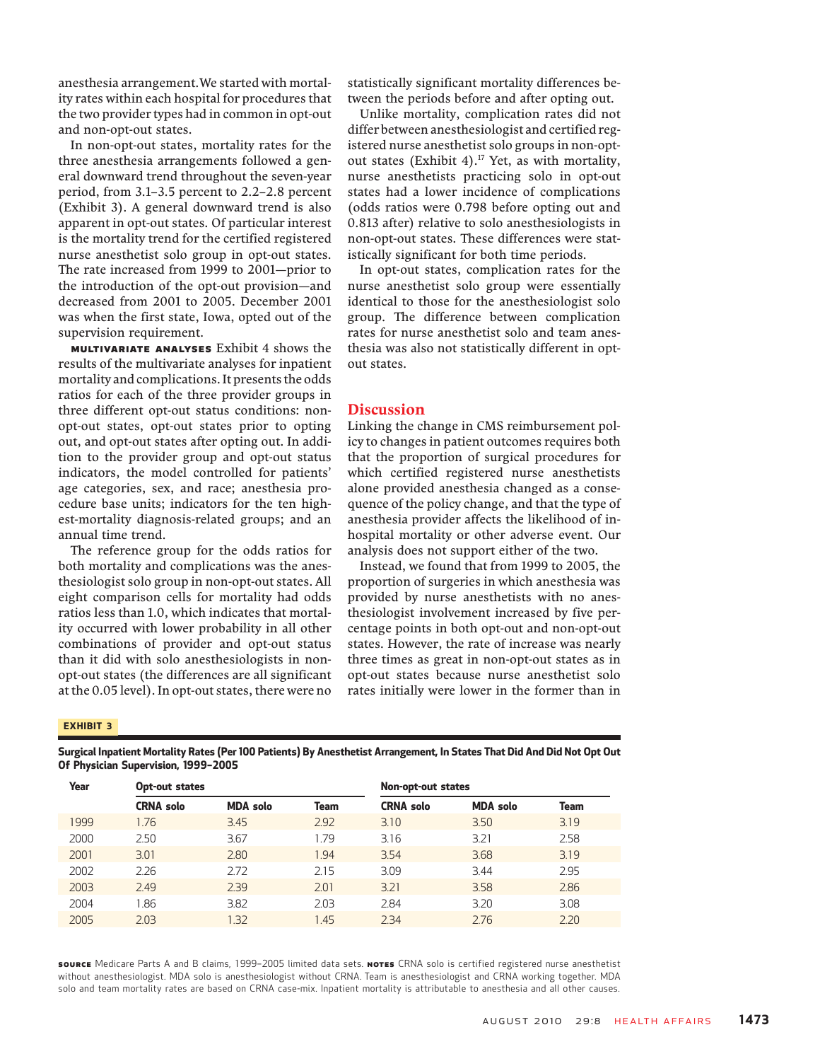anesthesia arrangement. We started with mortality rates within each hospital for procedures that the two provider types had in common in opt-out and non-opt-out states.

In non-opt-out states, mortality rates for the three anesthesia arrangements followed a general downward trend throughout the seven-year period, from 3.1–3.5 percent to 2.2–2.8 percent (Exhibit 3). A general downward trend is also apparent in opt-out states. Of particular interest is the mortality trend for the certified registered nurse anesthetist solo group in opt-out states. The rate increased from 1999 to 2001—prior to the introduction of the opt-out provision—and decreased from 2001 to 2005. December 2001 was when the first state, Iowa, opted out of the supervision requirement.

**MULTIVARIATE ANALYSES** Exhibit 4 shows the results of the multivariate analyses for inpatient mortality and complications. It presents the odds ratios for each of the three provider groups in three different opt-out status conditions: non-opt-out states, opt-out states prior to opting out, and opt-out states after opting out. In addition to the provider group and opt-out status indicators, the model controlled for patients' age categories, sex, and race; anesthesia procedure base units; indicators for the ten highest-mortality diagnosis-related groups; and an annual time trend.

The reference group for the odds ratios for both mortality and complications was the anesthesiologist solo group in non-opt-out states. All eight comparison cells for mortality had odds ratios less than 1.0, which indicates that mortality occurred with lower probability in all other combinations of provider and opt-out status than it did with solo anesthesiologists in non-opt-out states (the differences are all significant at the 0.05 level). In opt-out states, there were no statistically significant mortality differences between the periods before and after opting out.

Unlike mortality, complication rates did not differ between anesthesiologist and certified registered nurse anesthetist solo groups in non-opt-out states (Exhibit 4).[17] Yet, as with mortality, nurse anesthetists practicing solo in opt-out states had a lower incidence of complications (odds ratios were 0.798 before opting out and 0.813 after) relative to solo anesthesiologists in non-opt-out states. These differences were statistically significant for both time periods.

In opt-out states, complication rates for the nurse anesthetist solo group were essentially identical to those for the anesthesiologist solo group. The difference between complication rates for nurse anesthetist solo and team anesthesia was also not statistically different in opt-out states.

## Discussion

Linking the change in CMS reimbursement policy to changes in patient outcomes requires both that the proportion of surgical procedures for which certified registered nurse anesthetists alone provided anesthesia changed as a consequence of the policy change, and that the type of anesthesia provider affects the likelihood of in-hospital mortality or other adverse event. Our analysis does not support either of the two.

Instead, we found that from 1999 to 2005, the proportion of surgeries in which anesthesia was provided by nurse anesthetists with no anesthesiologist involvement increased by five percentage points in both opt-out and non-opt-out states. However, the rate of increase was nearly three times as great in non-opt-out states as in opt-out states because nurse anesthetist solo rates initially were lower in the former than in

**EXHIBIT 3**

**Surgical Inpatient Mortality Rates (Per 100 Patients) By Anesthetist Arrangement, In States That Did And Did Not Opt Out Of Physician Supervision, 1999–2005**

| Year | Opt-out states | | | Non-opt-out states | | |
|---|---|---|---|---|---|---|
| | CRNA solo | MDA solo | Team | CRNA solo | MDA solo | Team |
| 1999 | 1.76 | 3.45 | 2.92 | 3.10 | 3.50 | 3.19 |
| 2000 | 2.50 | 3.67 | 1.79 | 3.16 | 3.21 | 2.58 |
| 2001 | 3.01 | 2.80 | 1.94 | 3.54 | 3.68 | 3.19 |
| 2002 | 2.26 | 2.72 | 2.15 | 3.09 | 3.44 | 2.95 |
| 2003 | 2.49 | 2.39 | 2.01 | 3.21 | 3.58 | 2.86 |
| 2004 | 1.86 | 3.82 | 2.03 | 2.84 | 3.20 | 3.08 |
| 2005 | 2.03 | 1.32 | 1.45 | 2.34 | 2.76 | 2.20 |

**SOURCE** Medicare Parts A and B claims, 1999–2005 limited data sets. **NOTES** CRNA solo is certified registered nurse anesthetist without anesthesiologist. MDA solo is anesthesiologist without CRNA. Team is anesthesiologist and CRNA working together. MDA solo and team mortality rates are based on CRNA case-mix. Inpatient mortality is attributable to anesthesia and all other causes.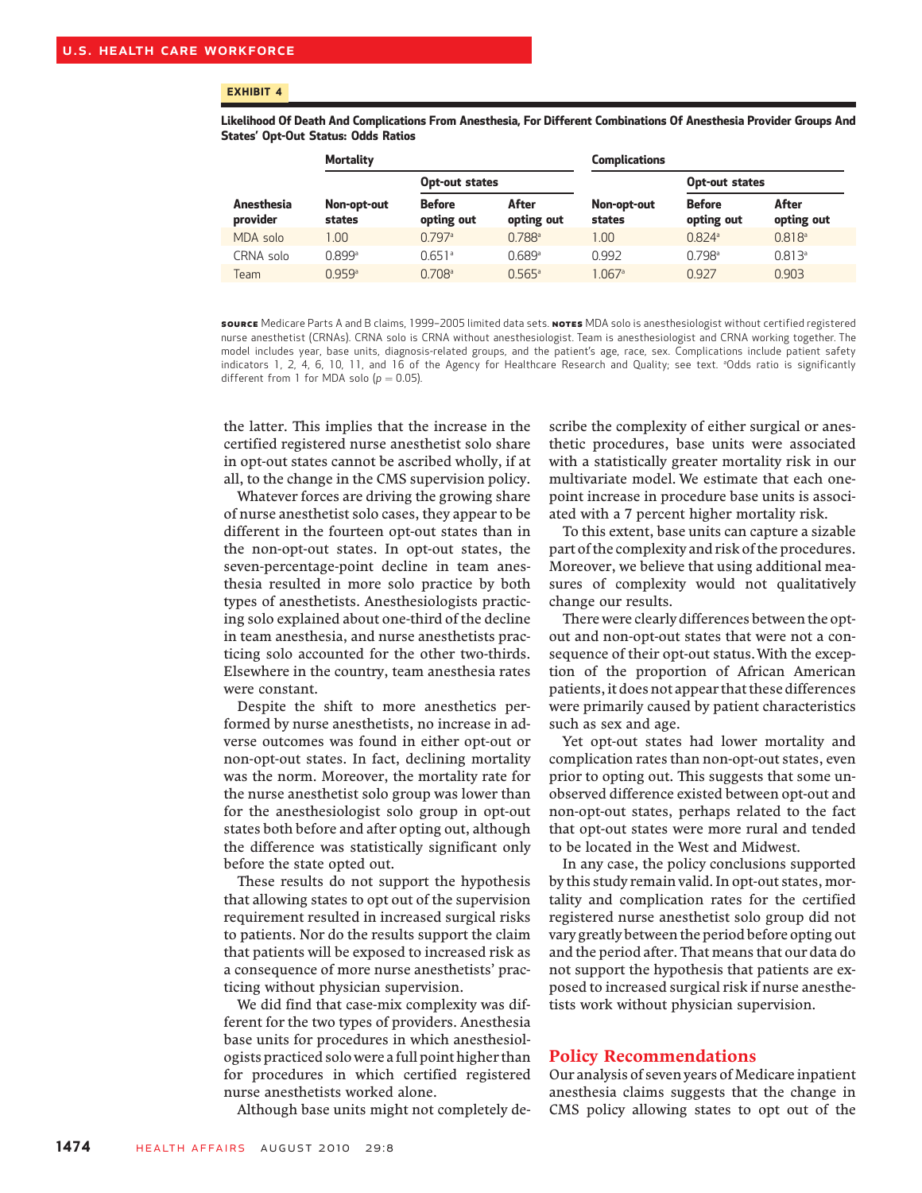**EXHIBIT 4**

**Likelihood Of Death And Complications From Anesthesia, For Different Combinations Of Anesthesia Provider Groups And States' Opt-Out Status: Odds Ratios**

| | Mortality | | | Complications | | |
|---|---|---|---|---|---|---|
| | | Opt-out states | | | Opt-out states | |
| Anesthesia provider | Non-opt-out states | Before opting out | After opting out | Non-opt-out states | Before opting out | After opting out |
| MDA solo | 1.00 | 0.797[a] | 0.788[a] | 1.00 | 0.824[a] | 0.818[a] |
| CRNA solo | 0.899[a] | 0.651[a] | 0.689[a] | 0.992 | 0.798[a] | 0.813[a] |
| Team | 0.959[a] | 0.708[a] | 0.565[a] | 1.067[a] | 0.927 | 0.903 |

**SOURCE** Medicare Parts A and B claims, 1999–2005 limited data sets. **NOTES** MDA solo is anesthesiologist without certified registered nurse anesthetist (CRNAs). CRNA solo is CRNA without anesthesiologist. Team is anesthesiologist and CRNA working together. The model includes year, base units, diagnosis-related groups, and the patient's age, race, sex. Complications include patient safety indicators 1, 2, 4, 6, 10, 11, and 16 of the Agency for Healthcare Research and Quality; see text. [a]Odds ratio is significantly different from 1 for MDA solo ($p = 0.05$).

the latter. This implies that the increase in the certified registered nurse anesthetist solo share in opt-out states cannot be ascribed wholly, if at all, to the change in the CMS supervision policy.

Whatever forces are driving the growing share of nurse anesthetist solo cases, they appear to be different in the fourteen opt-out states than in the non-opt-out states. In opt-out states, the seven-percentage-point decline in team anesthesia resulted in more solo practice by both types of anesthetists. Anesthesiologists practicing solo explained about one-third of the decline in team anesthesia, and nurse anesthetists practicing solo accounted for the other two-thirds. Elsewhere in the country, team anesthesia rates were constant.

Despite the shift to more anesthetics performed by nurse anesthetists, no increase in adverse outcomes was found in either opt-out or non-opt-out states. In fact, declining mortality was the norm. Moreover, the mortality rate for the nurse anesthetist solo group was lower than for the anesthesiologist solo group in opt-out states both before and after opting out, although the difference was statistically significant only before the state opted out.

These results do not support the hypothesis that allowing states to opt out of the supervision requirement resulted in increased surgical risks to patients. Nor do the results support the claim that patients will be exposed to increased risk as a consequence of more nurse anesthetists' practicing without physician supervision.

We did find that case-mix complexity was different for the two types of providers. Anesthesia base units for procedures in which anesthesiologists practiced solo were a full point higher than for procedures in which certified registered nurse anesthetists worked alone.

Although base units might not completely describe the complexity of either surgical or anesthetic procedures, base units were associated with a statistically greater mortality risk in our multivariate model. We estimate that each one-point increase in procedure base units is associated with a 7 percent higher mortality risk.

To this extent, base units can capture a sizable part of the complexity and risk of the procedures. Moreover, we believe that using additional measures of complexity would not qualitatively change our results.

There were clearly differences between the opt-out and non-opt-out states that were not a consequence of their opt-out status. With the exception of the proportion of African American patients, it does not appear that these differences were primarily caused by patient characteristics such as sex and age.

Yet opt-out states had lower mortality and complication rates than non-opt-out states, even prior to opting out. This suggests that some unobserved difference existed between opt-out and non-opt-out states, perhaps related to the fact that opt-out states were more rural and tended to be located in the West and Midwest.

In any case, the policy conclusions supported by this study remain valid. In opt-out states, mortality and complication rates for the certified registered nurse anesthetist solo group did not vary greatly between the period before opting out and the period after. That means that our data do not support the hypothesis that patients are exposed to increased surgical risk if nurse anesthetists work without physician supervision.

## Policy Recommendations

Our analysis of seven years of Medicare inpatient anesthesia claims suggests that the change in CMS policy allowing states to opt out of the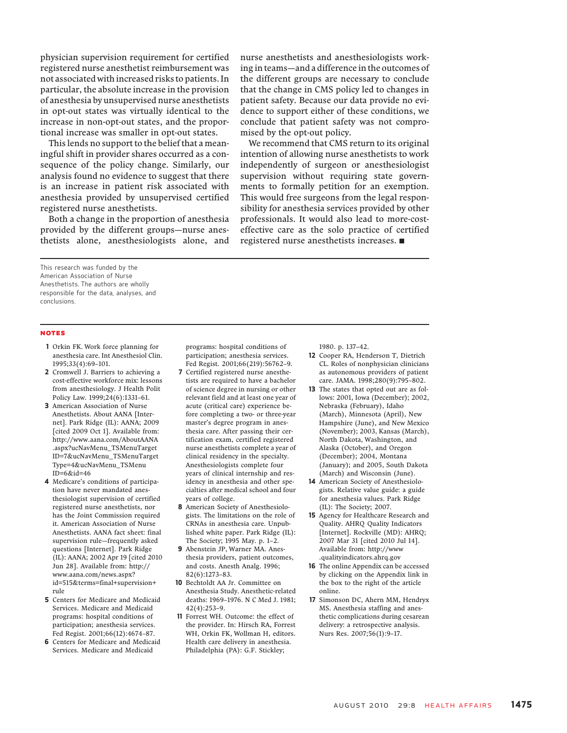physician supervision requirement for certified registered nurse anesthetist reimbursement was not associated with increased risks to patients. In particular, the absolute increase in the provision of anesthesia by unsupervised nurse anesthetists in opt-out states was virtually identical to the increase in non-opt-out states, and the proportional increase was smaller in opt-out states.

This lends no support to the belief that a meaningful shift in provider shares occurred as a consequence of the policy change. Similarly, our analysis found no evidence to suggest that there is an increase in patient risk associated with anesthesia provided by unsupervised certified registered nurse anesthetists.

Both a change in the proportion of anesthesia provided by the different groups—nurse anesthetists alone, anesthesiologists alone, and nurse anesthetists and anesthesiologists working in teams—and a difference in the outcomes of the different groups are necessary to conclude that the change in CMS policy led to changes in patient safety. Because our data provide no evidence to support either of these conditions, we conclude that patient safety was not compromised by the opt-out policy.

We recommend that CMS return to its original intention of allowing nurse anesthetists to work independently of surgeon or anesthesiologist supervision without requiring state governments to formally petition for an exemption. This would free surgeons from the legal responsibility for anesthesia services provided by other professionals. It would also lead to more-cost-effective care as the solo practice of certified registered nurse anesthetists increases. ■

This research was funded by the American Association of Nurse Anesthetists. The authors are wholly responsible for the data, analyses, and conclusions.

## NOTES

1. Orkin FK. Work force planning for anesthesia care. Int Anesthesiol Clin. 1995;33(4):69–101.
2. Cromwell J. Barriers to achieving a cost-effective workforce mix: lessons from anesthesiology. J Health Polit Policy Law. 1999;24(6):1331–61.
3. American Association of Nurse Anesthetists. About AANA [Internet]. Park Ridge (IL): AANA; 2009 [cited 2009 Oct 1]. Available from: http://www.aana.com/AboutAANA.aspx?ucNavMenu_TSMenuTargetID=7&ucNavMenu_TSMenuTargetType=4&ucNavMenu_TSMenuID=6&id=46
4. Medicare's conditions of participation have never mandated anesthesiologist supervision of certified registered nurse anesthetists, nor has the Joint Commission required it. American Association of Nurse Anesthetists. AANA fact sheet: final supervision rule—frequently asked questions [Internet]. Park Ridge (IL): AANA; 2002 Apr 19 [cited 2010 Jun 28]. Available from: http://www.aana.com/news.aspx?id=515&terms=final+supervision+rule
5. Centers for Medicare and Medicaid Services. Medicare and Medicaid programs: hospital conditions of participation; anesthesia services. Fed Regist. 2001;66(12):4674–87.
6. Centers for Medicare and Medicaid Services. Medicare and Medicaid programs: hospital conditions of participation; anesthesia services. Fed Regist. 2001;66(219):56762–9.
7. Certified registered nurse anesthetists are required to have a bachelor of science degree in nursing or other relevant field and at least one year of acute (critical care) experience before completing a two- or three-year master's degree program in anesthesia care. After passing their certification exam, certified registered nurse anesthetists complete a year of clinical residency in the specialty. Anesthesiologists complete four years of clinical internship and residency in anesthesia and other specialties after medical school and four years of college.
8. American Society of Anesthesiologists. The limitations on the role of CRNAs in anesthesia care. Unpublished white paper. Park Ridge (IL): The Society; 1995 May. p. 1–2.
9. Abenstein JP, Warner MA. Anesthesia providers, patient outcomes, and costs. Anesth Analg. 1996;82(6):1273–83.
10. Bechtoldt AA Jr. Committee on Anesthesia Study. Anesthetic-related deaths: 1969–1976. N C Med J. 1981;42(4):253–9.
11. Forrest WH. Outcome: the effect of the provider. In: Hirsch RA, Forrest WH, Orkin FK, Wollman H, editors. Health care delivery in anesthesia. Philadelphia (PA): G.F. Stickley; 1980. p. 137–42.
12. Cooper RA, Henderson T, Dietrich CL. Roles of nonphysician clinicians as autonomous providers of patient care. JAMA. 1998;280(9):795–802.
13. The states that opted out are as follows: 2001, Iowa (December); 2002, Nebraska (February), Idaho (March), Minnesota (April), New Hampshire (June), and New Mexico (November); 2003, Kansas (March), North Dakota, Washington, and Alaska (October), and Oregon (December); 2004, Montana (January); and 2005, South Dakota (March) and Wisconsin (June).
14. American Society of Anesthesiologists. Relative value guide: a guide for anesthesia values. Park Ridge (IL): The Society; 2007.
15. Agency for Healthcare Research and Quality. AHRQ Quality Indicators [Internet]. Rockville (MD): AHRQ; 2007 Mar 31 [cited 2010 Jul 14]. Available from: http://www.qualityindicators.ahrq.gov
16. The online Appendix can be accessed by clicking on the Appendix link in the box to the right of the article online.
17. Simonson DC, Ahern MM, Hendryx MS. Anesthesia staffing and anesthetic complications during cesarean delivery: a retrospective analysis. Nurs Res. 2007;56(1):9–17.